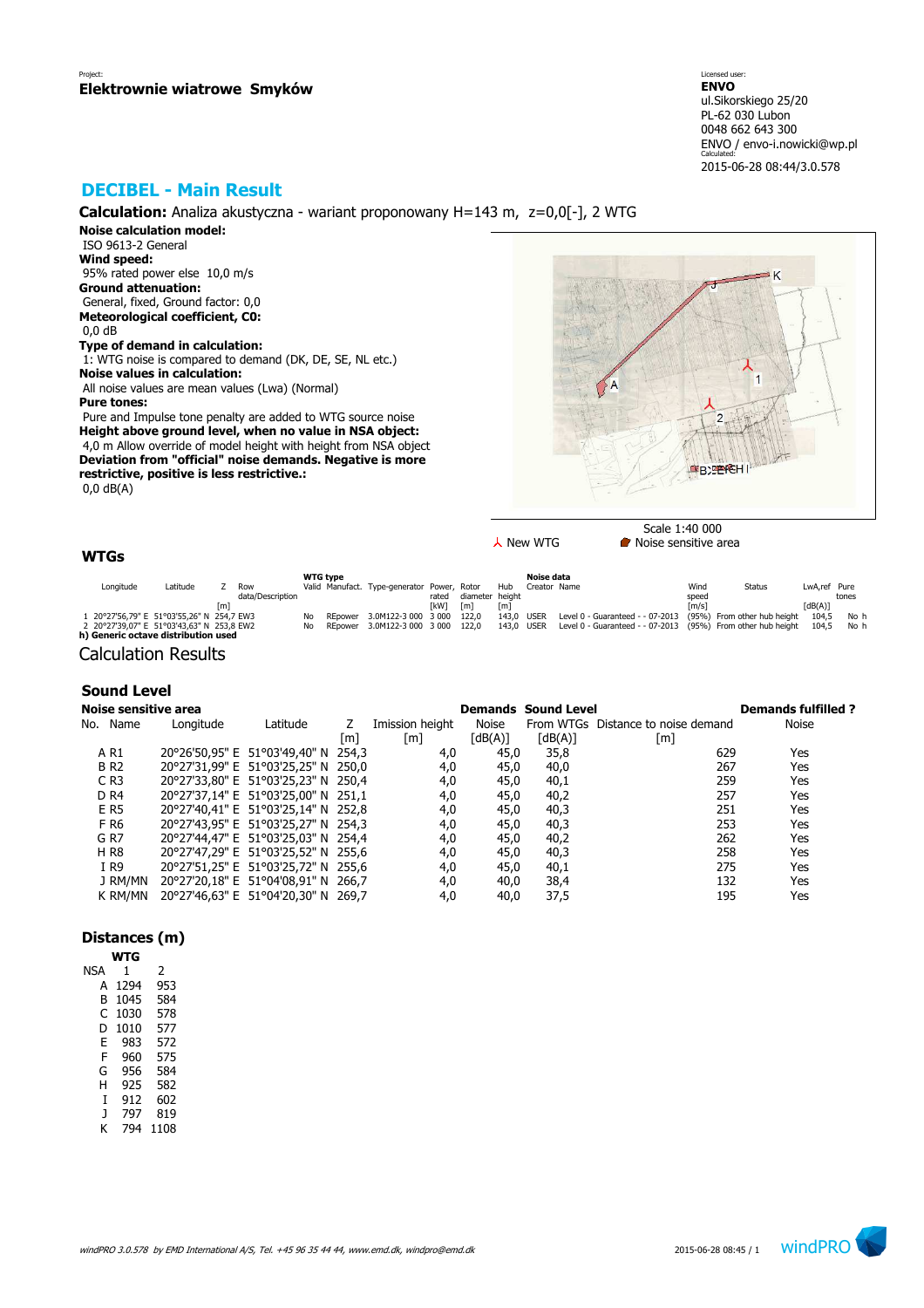Project:
**Elektrownie wiatrowe Smyków**

Licensed user:
**ENVO**
ul.Sikorskiego 25/20
PL-62 030 Lubon
0048 662 643 300
ENVO / envo-i.nowicki@wp.pl
Calculated:
2015-06-28 08:44/3.0.578

## DECIBEL - Main Result

**Calculation:** Analiza akustyczna - wariant proponowany H=143 m, z=0,0[-], 2 WTG

**Noise calculation model:**
ISO 9613-2 General
**Wind speed:**
95% rated power else 10,0 m/s
**Ground attenuation:**
General, fixed, Ground factor: 0,0
**Meteorological coefficient, C0:**
0,0 dB
**Type of demand in calculation:**
1: WTG noise is compared to demand (DK, DE, SE, NL etc.)
**Noise values in calculation:**
All noise values are mean values (Lwa) (Normal)
**Pure tones:**
Pure and Impulse tone penalty are added to WTG source noise
**Height above ground level, when no value in NSA object:**
4,0 m Allow override of model height with height from NSA object
**Deviation from "official" noise demands. Negative is more restrictive, positive is less restrictive.:**
0,0 dB(A)

Scale 1:40 000
New WTG    Noise sensitive area

### WTGs

| | Longitude | Latitude | Z | Row data/Description | WTG type Valid | Manufact. | Type-generator | Power, rated | Rotor diameter | Hub height | Noise data Creator | Name | Wind speed | Status | LwA,ref | Pure tones |
|---|---|---|---|---|---|---|---|---|---|---|---|---|---|---|---|---|
| | | | [m] | | | | | [kW] | [m] | [m] | | | [m/s] | | [dB(A)] | |
| 1 | 20°27'56,79" E | 51°03'55,26" N | 254,7 | EW3 | No | REpower | 3.0M122-3 000 | 3 000 | 122,0 | 143,0 | USER | Level 0 - Guaranteed - - 07-2013 | (95%) | From other hub height | 104,5 | No h |
| 2 | 20°27'39,07" E | 51°03'43,63" N | 253,8 | EW2 | No | REpower | 3.0M122-3 000 | 3 000 | 122,0 | 143,0 | USER | Level 0 - Guaranteed - - 07-2013 | (95%) | From other hub height | 104,5 | No h |

**h) Generic octave distribution used**

## Calculation Results

### Sound Level

| Noise sensitive area | | | | | | Demands | Sound Level | | Demands fulfilled ? |
|---|---|---|---|---|---|---|---|---|---|
| No. | Name | Longitude | Latitude | Z | Imission height | Noise | From WTGs | Distance to noise demand | Noise |
| | | | | [m] | [m] | [dB(A)] | [dB(A)] | [m] | |
| A | R1 | 20°26'50,95" E | 51°03'49,40" N | 254,3 | 4,0 | 45,0 | 35,8 | 629 | Yes |
| B | R2 | 20°27'31,99" E | 51°03'25,25" N | 250,0 | 4,0 | 45,0 | 40,0 | 267 | Yes |
| C | R3 | 20°27'33,80" E | 51°03'25,23" N | 250,4 | 4,0 | 45,0 | 40,1 | 259 | Yes |
| D | R4 | 20°27'37,14" E | 51°03'25,00" N | 251,1 | 4,0 | 45,0 | 40,2 | 257 | Yes |
| E | R5 | 20°27'40,41" E | 51°03'25,14" N | 252,8 | 4,0 | 45,0 | 40,3 | 251 | Yes |
| F | R6 | 20°27'43,95" E | 51°03'25,27" N | 254,3 | 4,0 | 45,0 | 40,3 | 253 | Yes |
| G | R7 | 20°27'44,47" E | 51°03'25,03" N | 254,4 | 4,0 | 45,0 | 40,2 | 262 | Yes |
| H | R8 | 20°27'47,29" E | 51°03'25,52" N | 255,6 | 4,0 | 45,0 | 40,3 | 258 | Yes |
| I | R9 | 20°27'51,25" E | 51°03'25,72" N | 255,6 | 4,0 | 45,0 | 40,1 | 275 | Yes |
| J | RM/MN | 20°27'20,18" E | 51°04'08,91" N | 266,7 | 4,0 | 40,0 | 38,4 | 132 | Yes |
| K | RM/MN | 20°27'46,63" E | 51°04'20,30" N | 269,7 | 4,0 | 40,0 | 37,5 | 195 | Yes |

### Distances (m)

| NSA | WTG 1 | 2 |
|---|---|---|
| A | 1294 | 953 |
| B | 1045 | 584 |
| C | 1030 | 578 |
| D | 1010 | 577 |
| E | 983 | 572 |
| F | 960 | 575 |
| G | 956 | 584 |
| H | 925 | 582 |
| I | 912 | 602 |
| J | 797 | 819 |
| K | 794 | 1108 |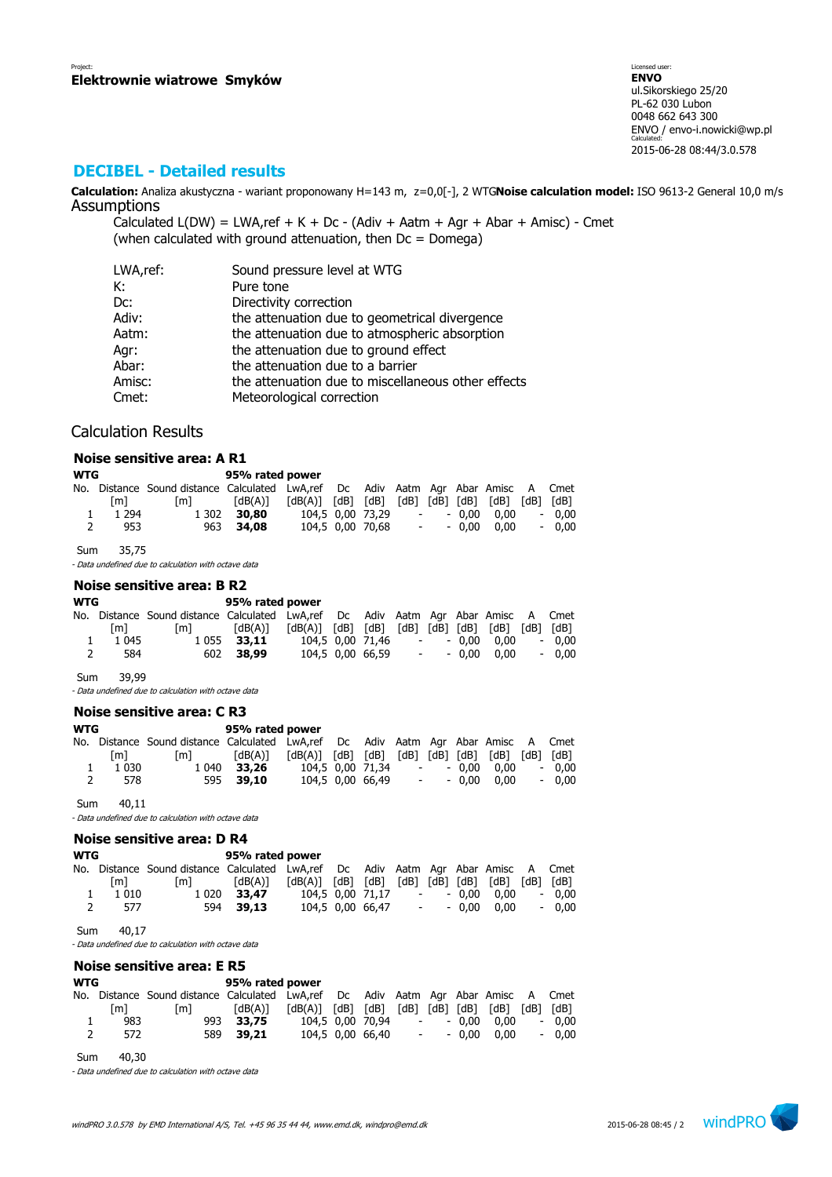Project:
**Elektrownie wiatrowe Smyków**

Licensed user:
**ENVO**
ul.Sikorskiego 25/20
PL-62 030 Lubon
0048 662 643 300
ENVO / envo-i.nowicki@wp.pl
Calculated:
2015-06-28 08:44/3.0.578

## DECIBEL - Detailed results

**Calculation:** Analiza akustyczna - wariant proponowany H=143 m, z=0,0[-], 2 WTG **Noise calculation model:** ISO 9613-2 General 10,0 m/s

### Assumptions

Calculated L(DW) = LWA,ref + K + Dc - (Adiv + Aatm + Agr + Abar + Amisc) - Cmet
(when calculated with ground attenuation, then Dc = Domega)

| | |
|---|---|
| LWA,ref: | Sound pressure level at WTG |
| K: | Pure tone |
| Dc: | Directivity correction |
| Adiv: | the attenuation due to geometrical divergence |
| Aatm: | the attenuation due to atmospheric absorption |
| Agr: | the attenuation due to ground effect |
| Abar: | the attenuation due to a barrier |
| Amisc: | the attenuation due to miscellaneous other effects |
| Cmet: | Meteorological correction |

### Calculation Results

#### Noise sensitive area: A R1

| WTG | | | 95% rated power | | | | | | | | | |
|---|---|---|---|---|---|---|---|---|---|---|---|---|
| No. | Distance [m] | Sound distance [m] | Calculated [dB(A)] | LwA,ref [dB(A)] | Dc [dB] | Adiv [dB] | Aatm [dB] | Agr [dB] | Abar [dB] | Amisc [dB] | A [dB] | Cmet [dB] |
| 1 | 1 294 | 1 302 | **30,80** | 104,5 | 0,00 | 73,29 | - | - | 0,00 | 0,00 | - | 0,00 |
| 2 | 953 | 963 | **34,08** | 104,5 | 0,00 | 70,68 | - | - | 0,00 | 0,00 | - | 0,00 |

Sum 35,75

*- Data undefined due to calculation with octave data*

#### Noise sensitive area: B R2

| WTG | | | 95% rated power | | | | | | | | | |
|---|---|---|---|---|---|---|---|---|---|---|---|---|
| No. | Distance [m] | Sound distance [m] | Calculated [dB(A)] | LwA,ref [dB(A)] | Dc [dB] | Adiv [dB] | Aatm [dB] | Agr [dB] | Abar [dB] | Amisc [dB] | A [dB] | Cmet [dB] |
| 1 | 1 045 | 1 055 | **33,11** | 104,5 | 0,00 | 71,46 | - | - | 0,00 | 0,00 | - | 0,00 |
| 2 | 584 | 602 | **38,99** | 104,5 | 0,00 | 66,59 | - | - | 0,00 | 0,00 | - | 0,00 |

Sum 39,99

*- Data undefined due to calculation with octave data*

#### Noise sensitive area: C R3

| WTG | | | 95% rated power | | | | | | | | | |
|---|---|---|---|---|---|---|---|---|---|---|---|---|
| No. | Distance [m] | Sound distance [m] | Calculated [dB(A)] | LwA,ref [dB(A)] | Dc [dB] | Adiv [dB] | Aatm [dB] | Agr [dB] | Abar [dB] | Amisc [dB] | A [dB] | Cmet [dB] |
| 1 | 1 030 | 1 040 | **33,26** | 104,5 | 0,00 | 71,34 | - | - | 0,00 | 0,00 | - | 0,00 |
| 2 | 578 | 595 | **39,10** | 104,5 | 0,00 | 66,49 | - | - | 0,00 | 0,00 | - | 0,00 |

Sum 40,11

*- Data undefined due to calculation with octave data*

#### Noise sensitive area: D R4

| WTG | | | 95% rated power | | | | | | | | | |
|---|---|---|---|---|---|---|---|---|---|---|---|---|
| No. | Distance [m] | Sound distance [m] | Calculated [dB(A)] | LwA,ref [dB(A)] | Dc [dB] | Adiv [dB] | Aatm [dB] | Agr [dB] | Abar [dB] | Amisc [dB] | A [dB] | Cmet [dB] |
| 1 | 1 010 | 1 020 | **33,47** | 104,5 | 0,00 | 71,17 | - | - | 0,00 | 0,00 | - | 0,00 |
| 2 | 577 | 594 | **39,13** | 104,5 | 0,00 | 66,47 | - | - | 0,00 | 0,00 | - | 0,00 |

Sum 40,17

*- Data undefined due to calculation with octave data*

#### Noise sensitive area: E R5

| WTG | | | 95% rated power | | | | | | | | | |
|---|---|---|---|---|---|---|---|---|---|---|---|---|
| No. | Distance [m] | Sound distance [m] | Calculated [dB(A)] | LwA,ref [dB(A)] | Dc [dB] | Adiv [dB] | Aatm [dB] | Agr [dB] | Abar [dB] | Amisc [dB] | A [dB] | Cmet [dB] |
| 1 | 983 | 993 | **33,75** | 104,5 | 0,00 | 70,94 | - | - | 0,00 | 0,00 | - | 0,00 |
| 2 | 572 | 589 | **39,21** | 104,5 | 0,00 | 66,40 | - | - | 0,00 | 0,00 | - | 0,00 |

Sum 40,30

*- Data undefined due to calculation with octave data*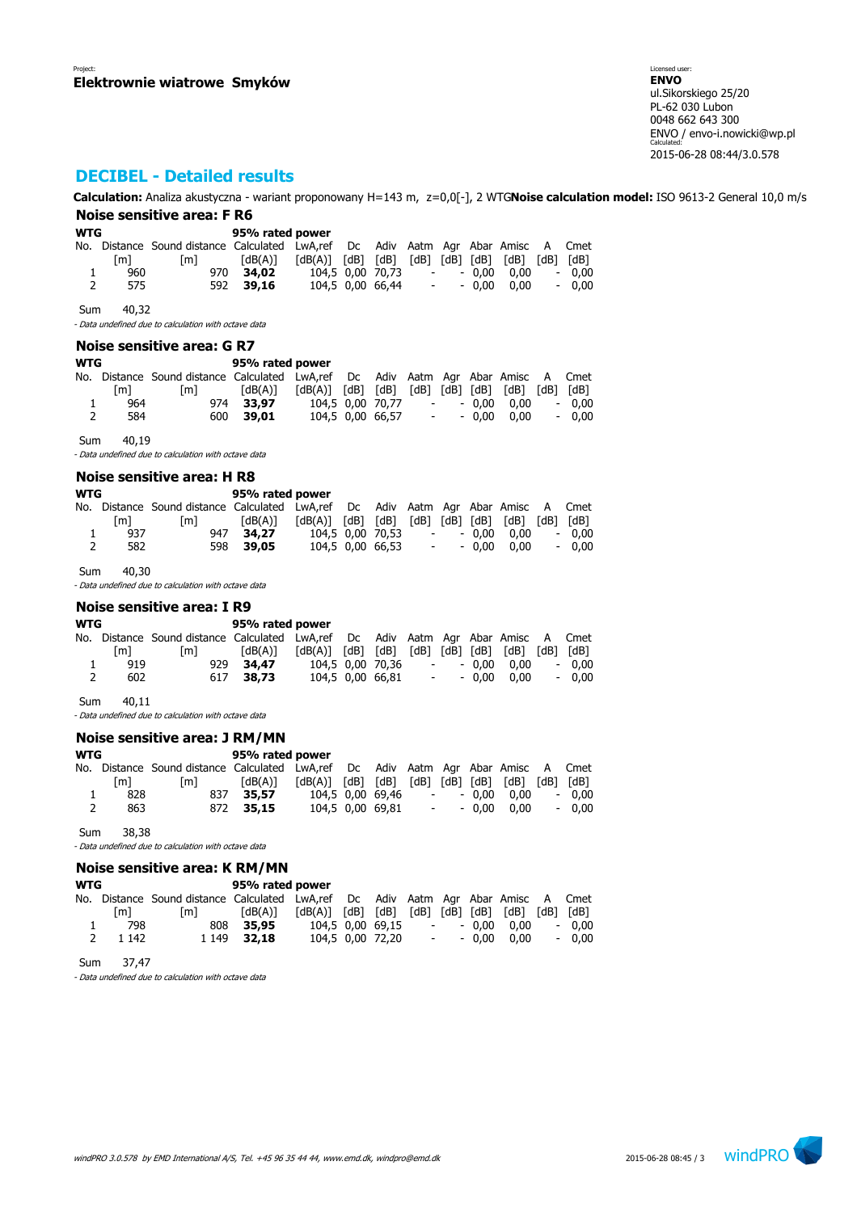Project:
**Elektrownie wiatrowe Smyków**

Licensed user:
**ENVO**
ul.Sikorskiego 25/20
PL-62 030 Lubon
0048 662 643 300
ENVO / envo-i.nowicki@wp.pl
Calculated:
2015-06-28 08:44/3.0.578

# DECIBEL - Detailed results

**Calculation:** Analiza akustyczna - wariant proponowany H=143 m, z=0,0[-], 2 WTG**Noise calculation model:** ISO 9613-2 General 10,0 m/s

## Noise sensitive area: F R6

| WTG | | | 95% rated power | | | | | | | | | | |
|---|---|---|---|---|---|---|---|---|---|---|---|---|---|
| No. | Distance | Sound distance | Calculated | LwA,ref | Dc | Adiv | Aatm | Agr | Abar | Amisc | A | Cmet |
| | [m] | [m] | [dB(A)] | [dB(A)] | [dB] | [dB] | [dB] | [dB] | [dB] | [dB] | [dB] | [dB] |
| 1 | 960 | 970 | **34,02** | 104,5 | 0,00 | 70,73 | - | - | 0,00 | 0,00 | - | 0,00 |
| 2 | 575 | 592 | **39,16** | 104,5 | 0,00 | 66,44 | - | - | 0,00 | 0,00 | - | 0,00 |

Sum 40,32

*- Data undefined due to calculation with octave data*

## Noise sensitive area: G R7

| WTG | | | 95% rated power | | | | | | | | | | |
|---|---|---|---|---|---|---|---|---|---|---|---|---|---|
| No. | Distance | Sound distance | Calculated | LwA,ref | Dc | Adiv | Aatm | Agr | Abar | Amisc | A | Cmet |
| | [m] | [m] | [dB(A)] | [dB(A)] | [dB] | [dB] | [dB] | [dB] | [dB] | [dB] | [dB] | [dB] |
| 1 | 964 | 974 | **33,97** | 104,5 | 0,00 | 70,77 | - | - | 0,00 | 0,00 | - | 0,00 |
| 2 | 584 | 600 | **39,01** | 104,5 | 0,00 | 66,57 | - | - | 0,00 | 0,00 | - | 0,00 |

Sum 40,19

*- Data undefined due to calculation with octave data*

## Noise sensitive area: H R8

| WTG | | | 95% rated power | | | | | | | | | | |
|---|---|---|---|---|---|---|---|---|---|---|---|---|---|
| No. | Distance | Sound distance | Calculated | LwA,ref | Dc | Adiv | Aatm | Agr | Abar | Amisc | A | Cmet |
| | [m] | [m] | [dB(A)] | [dB(A)] | [dB] | [dB] | [dB] | [dB] | [dB] | [dB] | [dB] | [dB] |
| 1 | 937 | 947 | **34,27** | 104,5 | 0,00 | 70,53 | - | - | 0,00 | 0,00 | - | 0,00 |
| 2 | 582 | 598 | **39,05** | 104,5 | 0,00 | 66,53 | - | - | 0,00 | 0,00 | - | 0,00 |

Sum 40,30

*- Data undefined due to calculation with octave data*

## Noise sensitive area: I R9

| WTG | | | 95% rated power | | | | | | | | | | |
|---|---|---|---|---|---|---|---|---|---|---|---|---|---|
| No. | Distance | Sound distance | Calculated | LwA,ref | Dc | Adiv | Aatm | Agr | Abar | Amisc | A | Cmet |
| | [m] | [m] | [dB(A)] | [dB(A)] | [dB] | [dB] | [dB] | [dB] | [dB] | [dB] | [dB] | [dB] |
| 1 | 919 | 929 | **34,47** | 104,5 | 0,00 | 70,36 | - | - | 0,00 | 0,00 | - | 0,00 |
| 2 | 602 | 617 | **38,73** | 104,5 | 0,00 | 66,81 | - | - | 0,00 | 0,00 | - | 0,00 |

Sum 40,11

*- Data undefined due to calculation with octave data*

## Noise sensitive area: J RM/MN

| WTG | | | 95% rated power | | | | | | | | | | |
|---|---|---|---|---|---|---|---|---|---|---|---|---|---|
| No. | Distance | Sound distance | Calculated | LwA,ref | Dc | Adiv | Aatm | Agr | Abar | Amisc | A | Cmet |
| | [m] | [m] | [dB(A)] | [dB(A)] | [dB] | [dB] | [dB] | [dB] | [dB] | [dB] | [dB] | [dB] |
| 1 | 828 | 837 | **35,57** | 104,5 | 0,00 | 69,46 | - | - | 0,00 | 0,00 | - | 0,00 |
| 2 | 863 | 872 | **35,15** | 104,5 | 0,00 | 69,81 | - | - | 0,00 | 0,00 | - | 0,00 |

Sum 38,38

*- Data undefined due to calculation with octave data*

## Noise sensitive area: K RM/MN

| WTG | | | 95% rated power | | | | | | | | | | |
|---|---|---|---|---|---|---|---|---|---|---|---|---|---|
| No. | Distance | Sound distance | Calculated | LwA,ref | Dc | Adiv | Aatm | Agr | Abar | Amisc | A | Cmet |
| | [m] | [m] | [dB(A)] | [dB(A)] | [dB] | [dB] | [dB] | [dB] | [dB] | [dB] | [dB] | [dB] |
| 1 | 798 | 808 | **35,95** | 104,5 | 0,00 | 69,15 | - | - | 0,00 | 0,00 | - | 0,00 |
| 2 | 1 142 | 1 149 | **32,18** | 104,5 | 0,00 | 72,20 | - | - | 0,00 | 0,00 | - | 0,00 |

Sum 37,47

*- Data undefined due to calculation with octave data*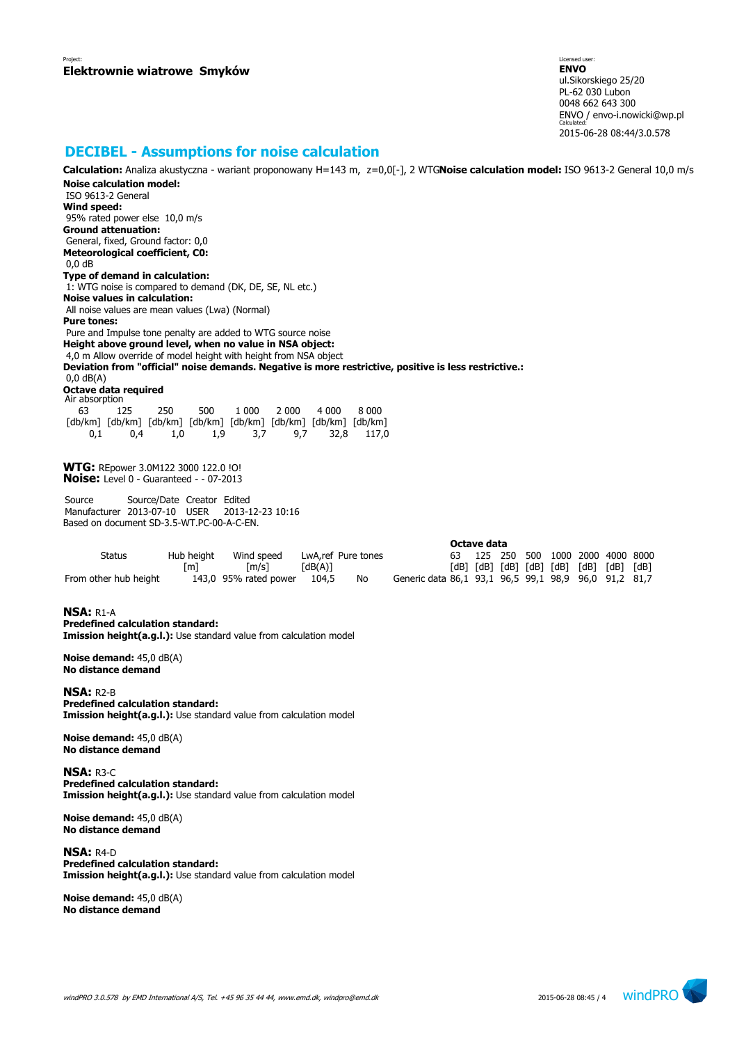Project:
**Elektrownie wiatrowe Smyków**

Licensed user:
**ENVO**
ul.Sikorskiego 25/20
PL-62 030 Lubon
0048 662 643 300
ENVO / envo-i.nowicki@wp.pl
Calculated:
2015-06-28 08:44/3.0.578

## DECIBEL - Assumptions for noise calculation

**Calculation:** Analiza akustyczna - wariant proponowany H=143 m, z=0,0[-], 2 WTG**Noise calculation model:** ISO 9613-2 General 10,0 m/s

**Noise calculation model:**
ISO 9613-2 General
**Wind speed:**
95% rated power else 10,0 m/s
**Ground attenuation:**
General, fixed, Ground factor: 0,0
**Meteorological coefficient, C0:**
0,0 dB
**Type of demand in calculation:**
1: WTG noise is compared to demand (DK, DE, SE, NL etc.)
**Noise values in calculation:**
All noise values are mean values (Lwa) (Normal)
**Pure tones:**
Pure and Impulse tone penalty are added to WTG source noise
**Height above ground level, when no value in NSA object:**
4,0 m Allow override of model height with height from NSA object
**Deviation from "official" noise demands. Negative is more restrictive, positive is less restrictive.:**
0,0 dB(A)
**Octave data required**
Air absorption

| 63 | 125 | 250 | 500 | 1 000 | 2 000 | 4 000 | 8 000 |
|---|---|---|---|---|---|---|---|
| [db/km] | [db/km] | [db/km] | [db/km] | [db/km] | [db/km] | [db/km] | [db/km] |
| 0,1 | 0,4 | 1,0 | 1,9 | 3,7 | 9,7 | 32,8 | 117,0 |

**WTG:** REpower 3.0M122 3000 122.0 !O!
**Noise:** Level 0 - Guaranteed - - 07-2013

| Source | Source/Date | Creator | Edited |
|---|---|---|---|
| Manufacturer | 2013-07-10 | USER | 2013-12-23 10:16 |

Based on document SD-3.5-WT.PC-00-A-C-EN.

| Status | Hub height | Wind speed | LwA,ref | Pure tones | | Octave data | | | | | | | |
|---|---|---|---|---|---|---|---|---|---|---|---|---|---|
| | | | | | | 63 | 125 | 250 | 500 | 1000 | 2000 | 4000 | 8000 |
| | [m] | [m/s] | [dB(A)] | | | [dB] | [dB] | [dB] | [dB] | [dB] | [dB] | [dB] | [dB] |
| From other hub height | 143,0 | 95% rated power | 104,5 | No | Generic data | 86,1 | 93,1 | 96,5 | 99,1 | 98,9 | 96,0 | 91,2 | 81,7 |

**NSA:** R1-A
**Predefined calculation standard:**
**Imission height(a.g.l.):** Use standard value from calculation model

**Noise demand:** 45,0 dB(A)
**No distance demand**

**NSA:** R2-B
**Predefined calculation standard:**
**Imission height(a.g.l.):** Use standard value from calculation model

**Noise demand:** 45,0 dB(A)
**No distance demand**

**NSA:** R3-C
**Predefined calculation standard:**
**Imission height(a.g.l.):** Use standard value from calculation model

**Noise demand:** 45,0 dB(A)
**No distance demand**

**NSA:** R4-D
**Predefined calculation standard:**
**Imission height(a.g.l.):** Use standard value from calculation model

**Noise demand:** 45,0 dB(A)
**No distance demand**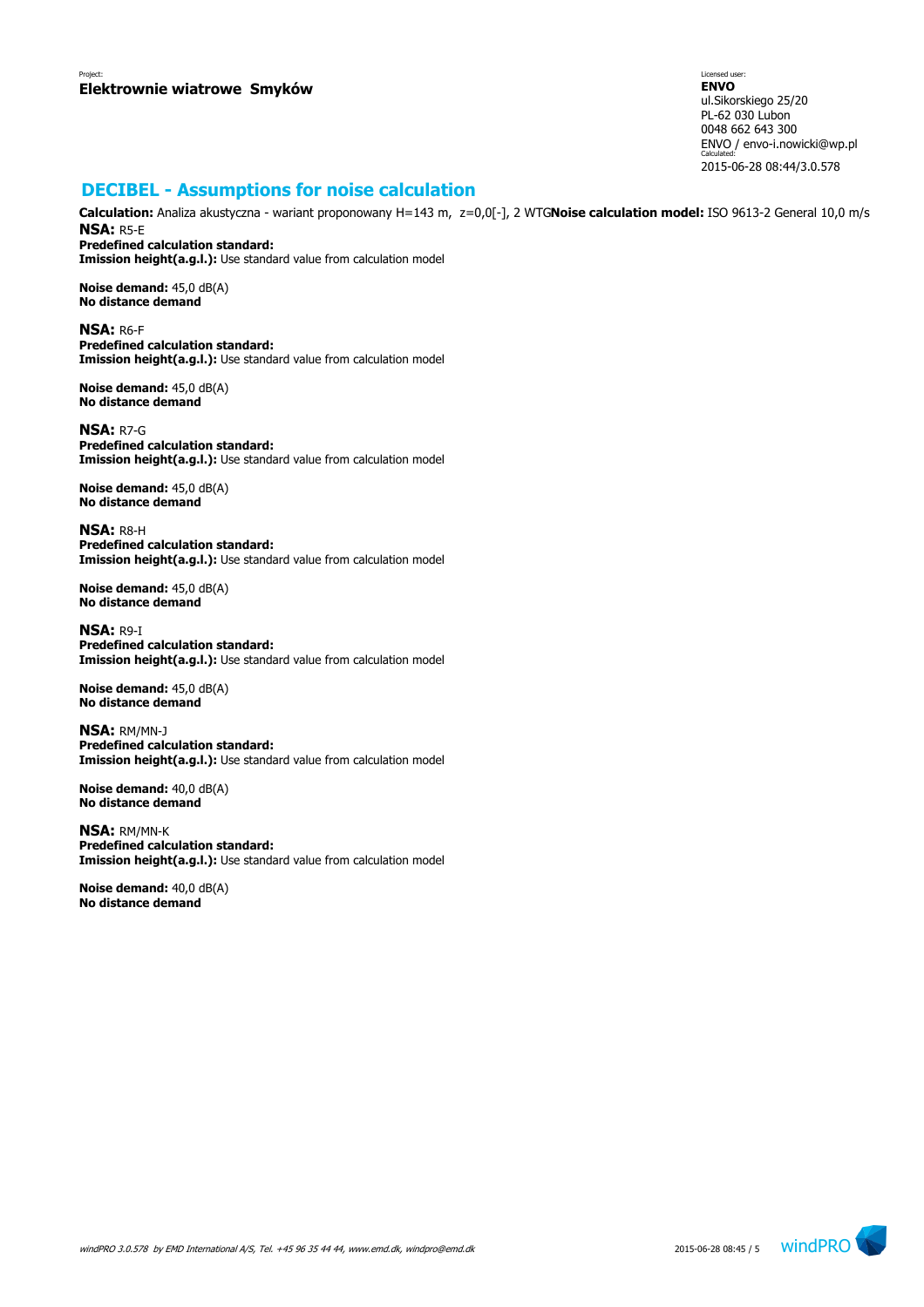Project:
**Elektrownie wiatrowe Smyków**

Licensed user:
**ENVO**
ul.Sikorskiego 25/20
PL-62 030 Lubon
0048 662 643 300
ENVO / envo-i.nowicki@wp.pl
Calculated:
2015-06-28 08:44/3.0.578

## DECIBEL - Assumptions for noise calculation

**Calculation:** Analiza akustyczna - wariant proponowany H=143 m, z=0,0[-], 2 WTG **Noise calculation model:** ISO 9613-2 General 10,0 m/s

**NSA:** R5-E
**Predefined calculation standard:**
**Imission height(a.g.l.):** Use standard value from calculation model

**Noise demand:** 45,0 dB(A)
**No distance demand**

**NSA:** R6-F
**Predefined calculation standard:**
**Imission height(a.g.l.):** Use standard value from calculation model

**Noise demand:** 45,0 dB(A)
**No distance demand**

**NSA:** R7-G
**Predefined calculation standard:**
**Imission height(a.g.l.):** Use standard value from calculation model

**Noise demand:** 45,0 dB(A)
**No distance demand**

**NSA:** R8-H
**Predefined calculation standard:**
**Imission height(a.g.l.):** Use standard value from calculation model

**Noise demand:** 45,0 dB(A)
**No distance demand**

**NSA:** R9-I
**Predefined calculation standard:**
**Imission height(a.g.l.):** Use standard value from calculation model

**Noise demand:** 45,0 dB(A)
**No distance demand**

**NSA:** RM/MN-J
**Predefined calculation standard:**
**Imission height(a.g.l.):** Use standard value from calculation model

**Noise demand:** 40,0 dB(A)
**No distance demand**

**NSA:** RM/MN-K
**Predefined calculation standard:**
**Imission height(a.g.l.):** Use standard value from calculation model

**Noise demand:** 40,0 dB(A)
**No distance demand**